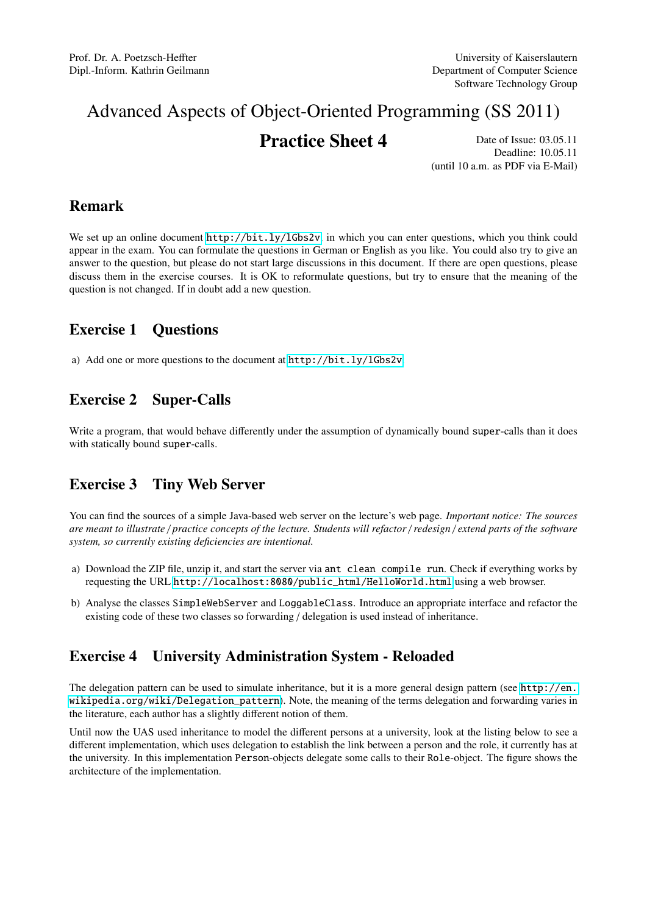Prof. Dr. A. Poetzsch-Heffter
Dipl.-Inform. Kathrin Geilmann

University of Kaiserslautern
Department of Computer Science
Software Technology Group

# Advanced Aspects of Object-Oriented Programming (SS 2011)

## Practice Sheet 4

Date of Issue: 03.05.11
Deadline: 10.05.11
(until 10 a.m. as PDF via E-Mail)

## Remark

We set up an online document http://bit.ly/lGbs2v in which you can enter questions, which you think could appear in the exam. You can formulate the questions in German or English as you like. You could also try to give an answer to the question, but please do not start large discussions in this document. If there are open questions, please discuss them in the exercise courses. It is OK to reformulate questions, but try to ensure that the meaning of the question is not changed. If in doubt add a new question.

## Exercise 1 Questions

a) Add one or more questions to the document at http://bit.ly/lGbs2v.

## Exercise 2 Super-Calls

Write a program, that would behave differently under the assumption of dynamically bound `super`-calls than it does with statically bound `super`-calls.

## Exercise 3 Tiny Web Server

You can find the sources of a simple Java-based web server on the lecture's web page. *Important notice: The sources are meant to illustrate / practice concepts of the lecture. Students will refactor / redesign / extend parts of the software system, so currently existing deficiencies are intentional.*

a) Download the ZIP file, unzip it, and start the server via `ant clean compile run`. Check if everything works by requesting the URL http://localhost:8080/public_html/HelloWorld.html using a web browser.

b) Analyse the classes `SimpleWebServer` and `LoggableClass`. Introduce an appropriate interface and refactor the existing code of these two classes so forwarding / delegation is used instead of inheritance.

## Exercise 4 University Administration System - Reloaded

The delegation pattern can be used to simulate inheritance, but it is a more general design pattern (see http://en.wikipedia.org/wiki/Delegation_pattern). Note, the meaning of the terms delegation and forwarding varies in the literature, each author has a slightly different notion of them.

Until now the UAS used inheritance to model the different persons at a university, look at the listing below to see a different implementation, which uses delegation to establish the link between a person and the role, it currently has at the university. In this implementation `Person`-objects delegate some calls to their `Role`-object. The figure shows the architecture of the implementation.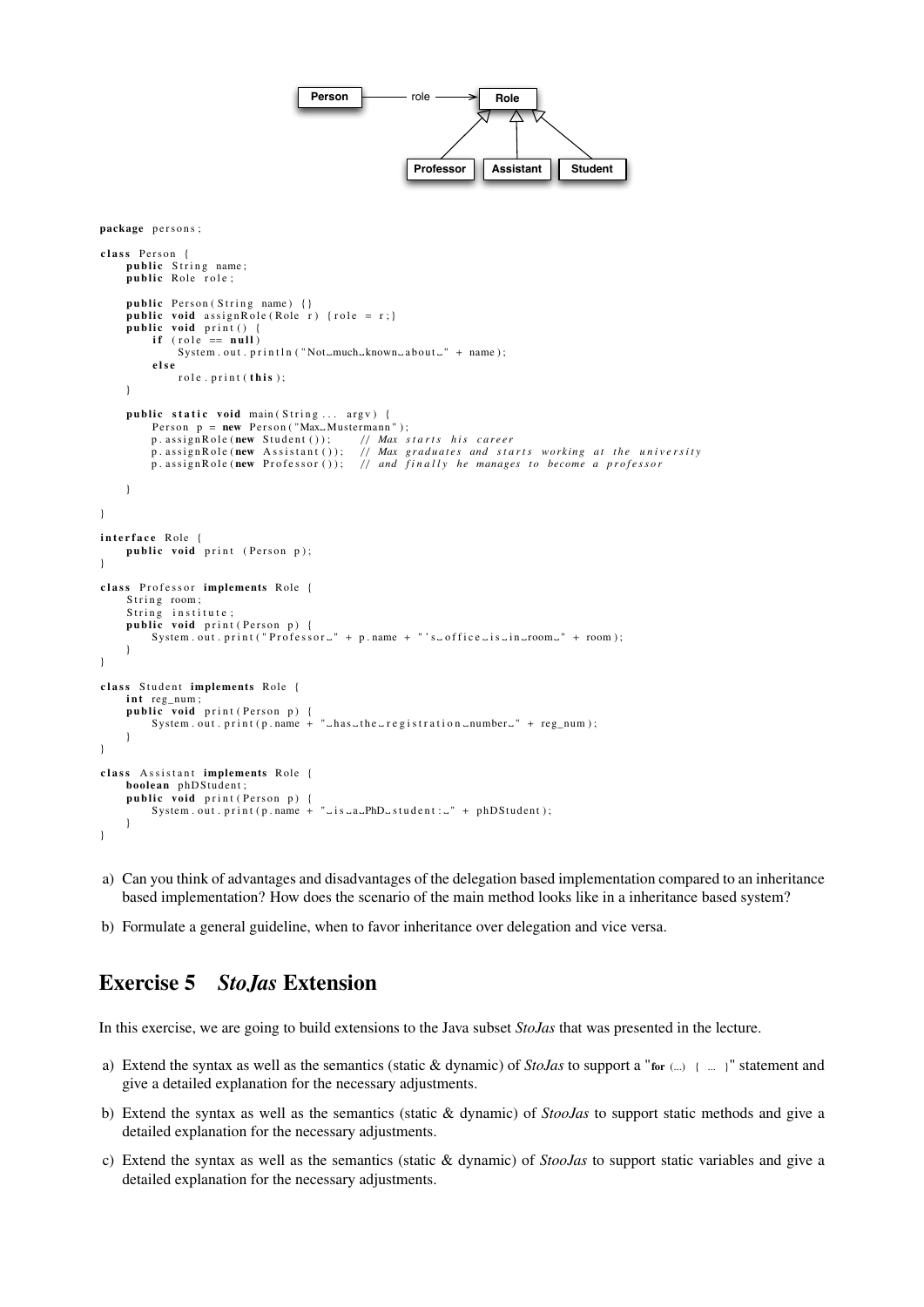Person —— role ——> Role

Professor, Assistant, Student

```java
package persons;

class Person {
    public String name;
    public Role role;

    public Person(String name) {}
    public void assignRole(Role r) {role = r;}
    public void print() {
        if (role == null)
            System.out.println("Not much known about " + name);
        else
            role.print(this);
    }

    public static void main(String... argv) {
        Person p = new Person("Max Mustermann");
        p.assignRole(new Student());      // Max starts his career
        p.assignRole(new Assistant());    // Max graduates and starts working at the university
        p.assignRole(new Professor());    // and finally he manages to become a professor

    }

}

interface Role {
    public void print (Person p);
}

class Professor implements Role {
    String room;
    String institute;
    public void print(Person p) {
        System.out.print("Professor " + p.name + "'s office is in room " + room);
    }
}

class Student implements Role {
    int reg_num;
    public void print(Person p) {
        System.out.print(p.name + " has the registration number " + reg_num);
    }
}

class Assistant implements Role {
    boolean phDStudent;
    public void print(Person p) {
        System.out.print(p.name + " is a PhD student: " + phDStudent);
    }
}
```

a) Can you think of advantages and disadvantages of the delegation based implementation compared to an inheritance based implementation? How does the scenario of the main method looks like in a inheritance based system?

b) Formulate a general guideline, when to favor inheritance over delegation and vice versa.

## Exercise 5 *StoJas* Extension

In this exercise, we are going to build extensions to the Java subset *StoJas* that was presented in the lecture.

a) Extend the syntax as well as the semantics (static & dynamic) of *StoJas* to support a "`for (...) { ... }`" statement and give a detailed explanation for the necessary adjustments.

b) Extend the syntax as well as the semantics (static & dynamic) of *StooJas* to support static methods and give a detailed explanation for the necessary adjustments.

c) Extend the syntax as well as the semantics (static & dynamic) of *StooJas* to support static variables and give a detailed explanation for the necessary adjustments.